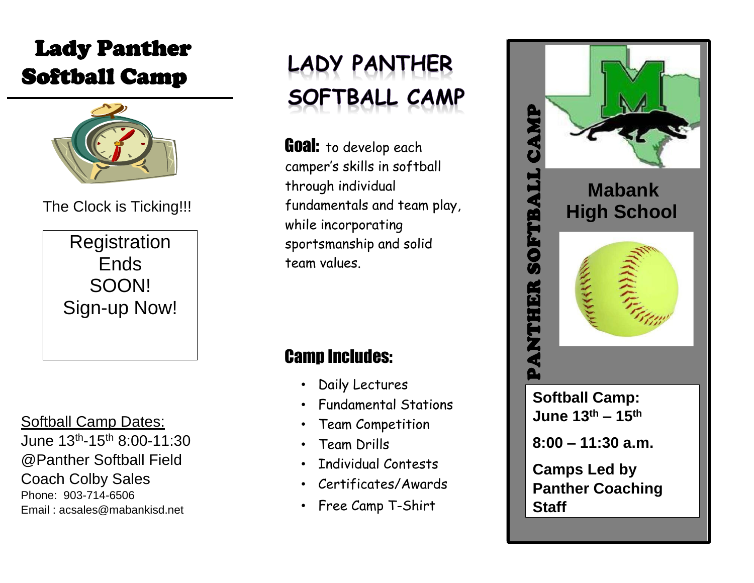# Lady Panther Softball Camp

The Clock is Ticking!!!

Registration Ends SOON!
Sign-up Now!

Softball Camp Dates:
June 13th-15th 8:00-11:30
@Panther Softball Field
Coach Colby Sales
Phone: 903-714-6506
Email : acsales@mabankisd.net

# LADY PANTHER SOFTBALL CAMP

**Goal:** to develop each camper's skills in softball through individual fundamentals and team play, while incorporating sportsmanship and solid team values.

## Camp Includes:

- Daily Lectures
- Fundamental Stations
- Team Competition
- Team Drills
- Individual Contests
- Certificates/Awards
- Free Camp T-Shirt

PANTHER SOFTBALL CAMP

## Mabank High School

**Softball Camp:**
**June 13th – 15th**

**8:00 – 11:30 a.m.**

**Camps Led by Panther Coaching Staff**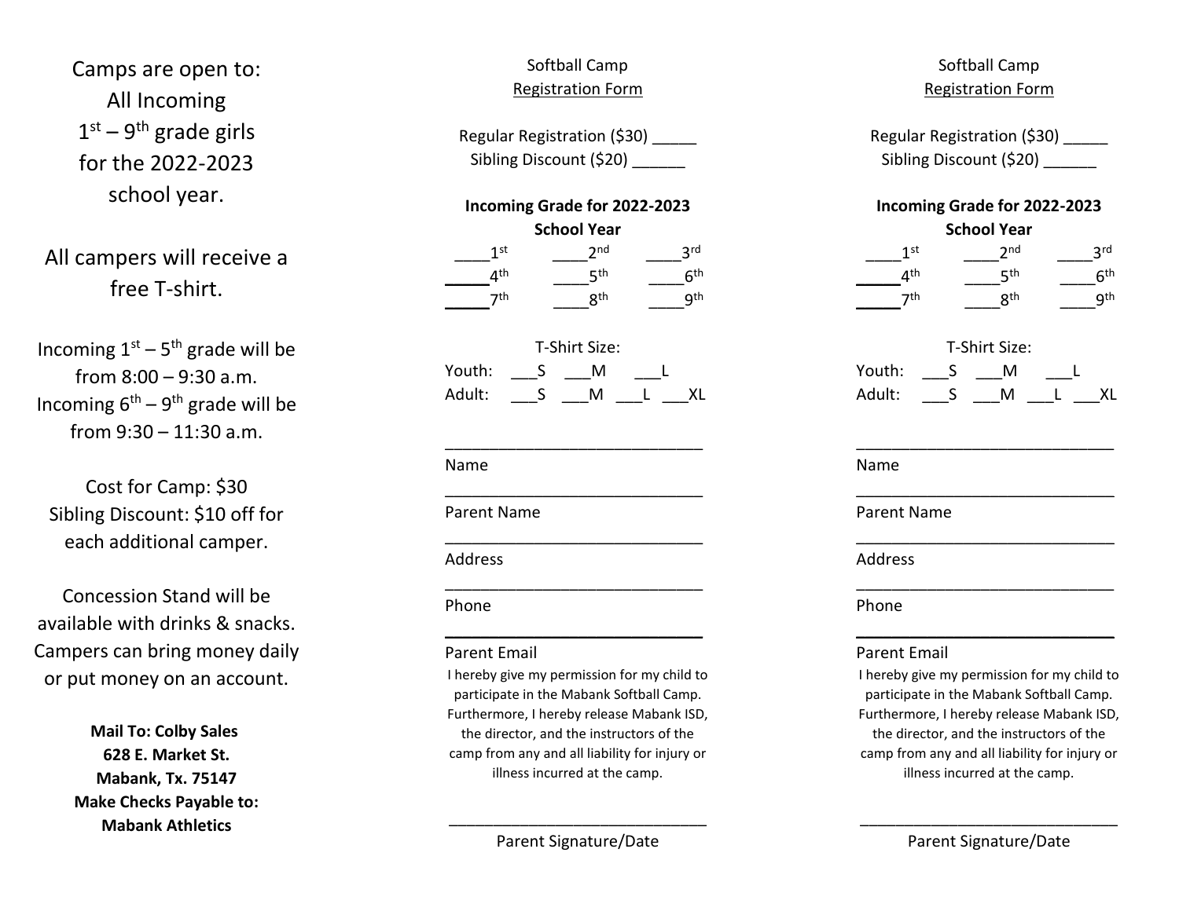Camps are open to:
All Incoming
1st – 9th grade girls
for the 2022-2023
school year.

All campers will receive a free T-shirt.

Incoming 1st – 5th grade will be from 8:00 – 9:30 a.m.
Incoming 6th – 9th grade will be from 9:30 – 11:30 a.m.

Cost for Camp: $30
Sibling Discount: $10 off for each additional camper.

Concession Stand will be available with drinks & snacks. Campers can bring money daily or put money on an account.

**Mail To: Colby Sales**
**628 E. Market St.**
**Mabank, Tx. 75147**
**Make Checks Payable to:**
**Mabank Athletics**

Softball Camp
Registration Form

Regular Registration ($30) _____
Sibling Discount ($20) ______

**Incoming Grade for 2022-2023 School Year**

____1st ____2nd ____3rd
_____4th ____5th ____6th
_____7th ____8th ____9th

T-Shirt Size:
Youth: ___S ___M ___L
Adult: ___S ___M ___L ___XL

_____________________________
Name
_____________________________
Parent Name
_____________________________
Address
_____________________________
Phone
_____________________________
Parent Email

I hereby give my permission for my child to participate in the Mabank Softball Camp. Furthermore, I hereby release Mabank ISD, the director, and the instructors of the camp from any and all liability for injury or illness incurred at the camp.

_____________________________
Parent Signature/Date

Softball Camp
Registration Form

Regular Registration ($30) _____
Sibling Discount ($20) ______

**Incoming Grade for 2022-2023 School Year**

____1st ____2nd ____3rd
_____4th ____5th ____6th
_____7th ____8th ____9th

T-Shirt Size:
Youth: ___S ___M ___L
Adult: ___S ___M ___L ___XL

_____________________________
Name
_____________________________
Parent Name
_____________________________
Address
_____________________________
Phone
_____________________________
Parent Email

I hereby give my permission for my child to participate in the Mabank Softball Camp. Furthermore, I hereby release Mabank ISD, the director, and the instructors of the camp from any and all liability for injury or illness incurred at the camp.

_____________________________
Parent Signature/Date